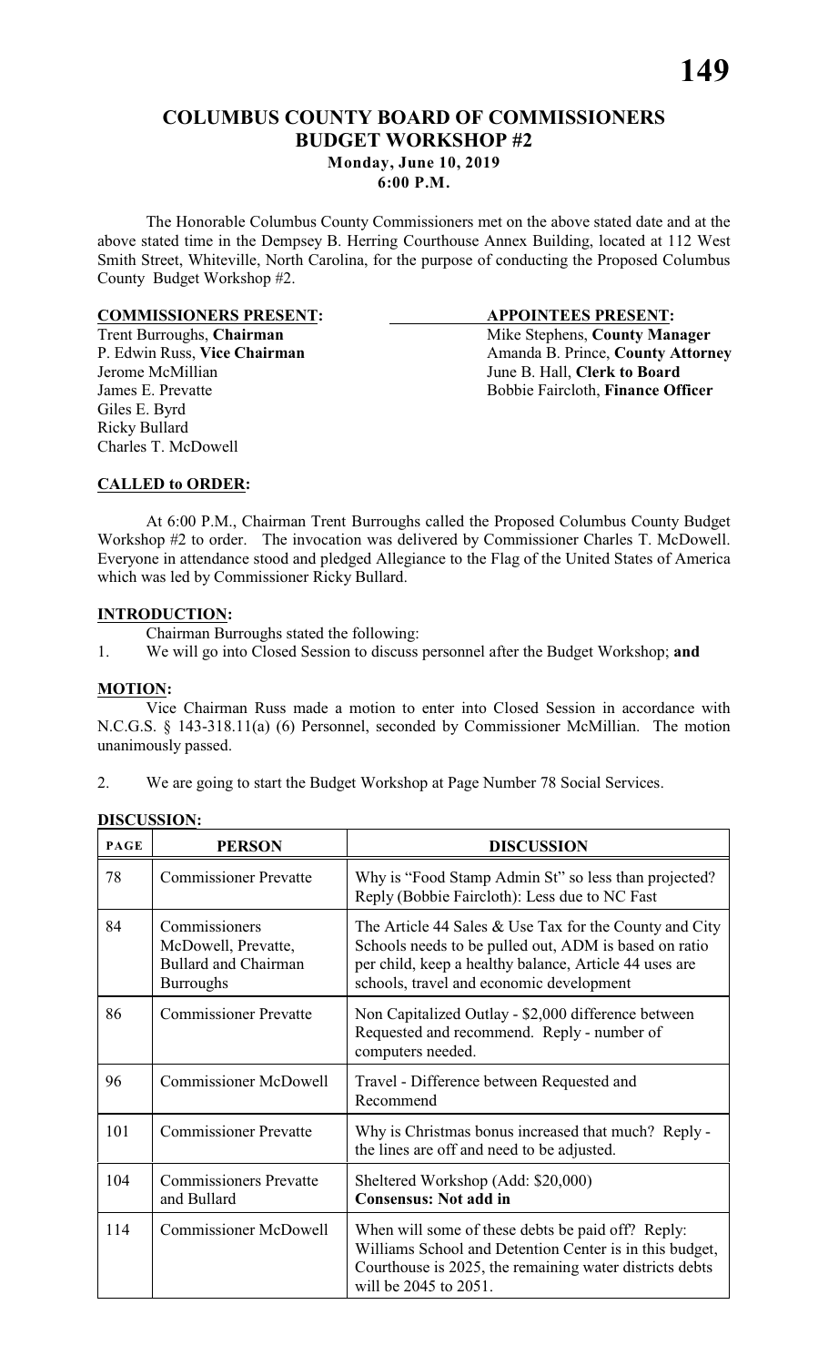# COLUMBUS COUNTY BOARD OF COMMISSIONERS
## BUDGET WORKSHOP #2
### Monday, June 10, 2019
### 6:00 P.M.

The Honorable Columbus County Commissioners met on the above stated date and at the above stated time in the Dempsey B. Herring Courthouse Annex Building, located at 112 West Smith Street, Whiteville, North Carolina, for the purpose of conducting the Proposed Columbus County Budget Workshop #2.

| **COMMISSIONERS PRESENT:** | **APPOINTEES PRESENT:** |
|---|---|
| Trent Burroughs, **Chairman** | Mike Stephens, **County Manager** |
| P. Edwin Russ, **Vice Chairman** | Amanda B. Prince, **County Attorney** |
| Jerome McMillian | June B. Hall, **Clerk to Board** |
| James E. Prevatte | Bobbie Faircloth, **Finance Officer** |
| Giles E. Byrd | |
| Ricky Bullard | |
| Charles T. McDowell | |

**CALLED to ORDER:**

At 6:00 P.M., Chairman Trent Burroughs called the Proposed Columbus County Budget Workshop #2 to order. The invocation was delivered by Commissioner Charles T. McDowell. Everyone in attendance stood and pledged Allegiance to the Flag of the United States of America which was led by Commissioner Ricky Bullard.

**INTRODUCTION:**

Chairman Burroughs stated the following:

1. We will go into Closed Session to discuss personnel after the Budget Workshop; **and**

**MOTION:**

Vice Chairman Russ made a motion to enter into Closed Session in accordance with N.C.G.S. § 143-318.11(a) (6) Personnel, seconded by Commissioner McMillian. The motion unanimously passed.

2. We are going to start the Budget Workshop at Page Number 78 Social Services.

**DISCUSSION:**

| PAGE | PERSON | DISCUSSION |
|---|---|---|
| 78 | Commissioner Prevatte | Why is "Food Stamp Admin St" so less than projected? Reply (Bobbie Faircloth): Less due to NC Fast |
| 84 | Commissioners McDowell, Prevatte, Bullard and Chairman Burroughs | The Article 44 Sales & Use Tax for the County and City Schools needs to be pulled out, ADM is based on ratio per child, keep a healthy balance, Article 44 uses are schools, travel and economic development |
| 86 | Commissioner Prevatte | Non Capitalized Outlay - $2,000 difference between Requested and recommend. Reply - number of computers needed. |
| 96 | Commissioner McDowell | Travel - Difference between Requested and Recommend |
| 101 | Commissioner Prevatte | Why is Christmas bonus increased that much? Reply - the lines are off and need to be adjusted. |
| 104 | Commissioners Prevatte and Bullard | Sheltered Workshop (Add: $20,000) **Consensus: Not add in** |
| 114 | Commissioner McDowell | When will some of these debts be paid off? Reply: Williams School and Detention Center is in this budget, Courthouse is 2025, the remaining water districts debts will be 2045 to 2051. |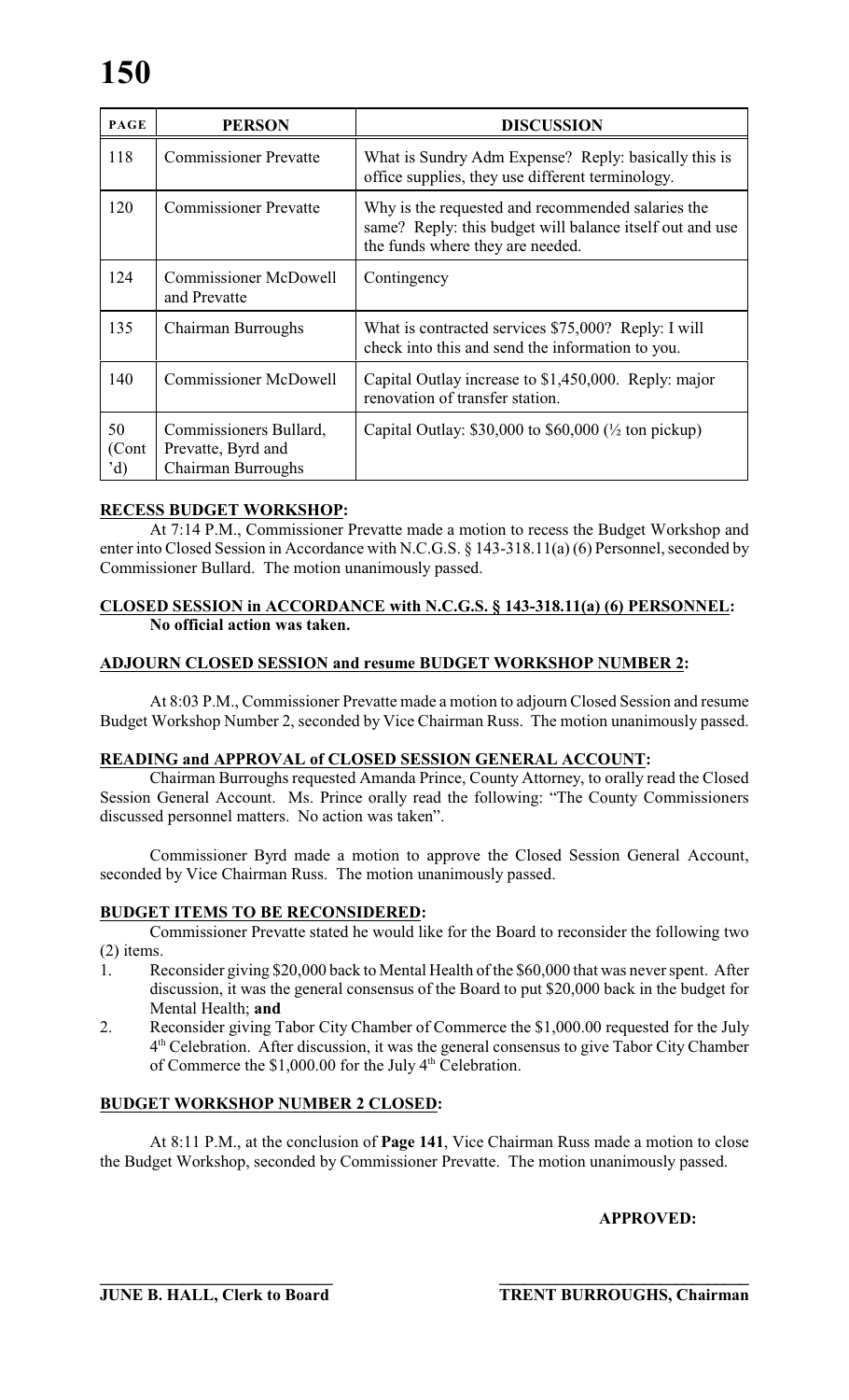| PAGE | PERSON | DISCUSSION |
|---|---|---|
| 118 | Commissioner Prevatte | What is Sundry Adm Expense? Reply: basically this is office supplies, they use different terminology. |
| 120 | Commissioner Prevatte | Why is the requested and recommended salaries the same? Reply: this budget will balance itself out and use the funds where they are needed. |
| 124 | Commissioner McDowell and Prevatte | Contingency |
| 135 | Chairman Burroughs | What is contracted services $75,000? Reply: I will check into this and send the information to you. |
| 140 | Commissioner McDowell | Capital Outlay increase to $1,450,000. Reply: major renovation of transfer station. |
| 50 (Cont'd) | Commissioners Bullard, Prevatte, Byrd and Chairman Burroughs | Capital Outlay: $30,000 to $60,000 (½ ton pickup) |

**RECESS BUDGET WORKSHOP:**

At 7:14 P.M., Commissioner Prevatte made a motion to recess the Budget Workshop and enter into Closed Session in Accordance with N.C.G.S. § 143-318.11(a) (6) Personnel, seconded by Commissioner Bullard. The motion unanimously passed.

**CLOSED SESSION in ACCORDANCE with N.C.G.S. § 143-318.11(a) (6) PERSONNEL:**
**No official action was taken.**

**ADJOURN CLOSED SESSION and resume BUDGET WORKSHOP NUMBER 2:**

At 8:03 P.M., Commissioner Prevatte made a motion to adjourn Closed Session and resume Budget Workshop Number 2, seconded by Vice Chairman Russ. The motion unanimously passed.

**READING and APPROVAL of CLOSED SESSION GENERAL ACCOUNT:**

Chairman Burroughs requested Amanda Prince, County Attorney, to orally read the Closed Session General Account. Ms. Prince orally read the following: "The County Commissioners discussed personnel matters. No action was taken".

Commissioner Byrd made a motion to approve the Closed Session General Account, seconded by Vice Chairman Russ. The motion unanimously passed.

**BUDGET ITEMS TO BE RECONSIDERED:**

Commissioner Prevatte stated he would like for the Board to reconsider the following two (2) items.

1. Reconsider giving $20,000 back to Mental Health of the $60,000 that was never spent. After discussion, it was the general consensus of the Board to put $20,000 back in the budget for Mental Health; **and**
2. Reconsider giving Tabor City Chamber of Commerce the $1,000.00 requested for the July 4th Celebration. After discussion, it was the general consensus to give Tabor City Chamber of Commerce the $1,000.00 for the July 4th Celebration.

**BUDGET WORKSHOP NUMBER 2 CLOSED:**

At 8:11 P.M., at the conclusion of **Page 141**, Vice Chairman Russ made a motion to close the Budget Workshop, seconded by Commissioner Prevatte. The motion unanimously passed.

**APPROVED:**

**JUNE B. HALL, Clerk to Board** **TRENT BURROUGHS, Chairman**